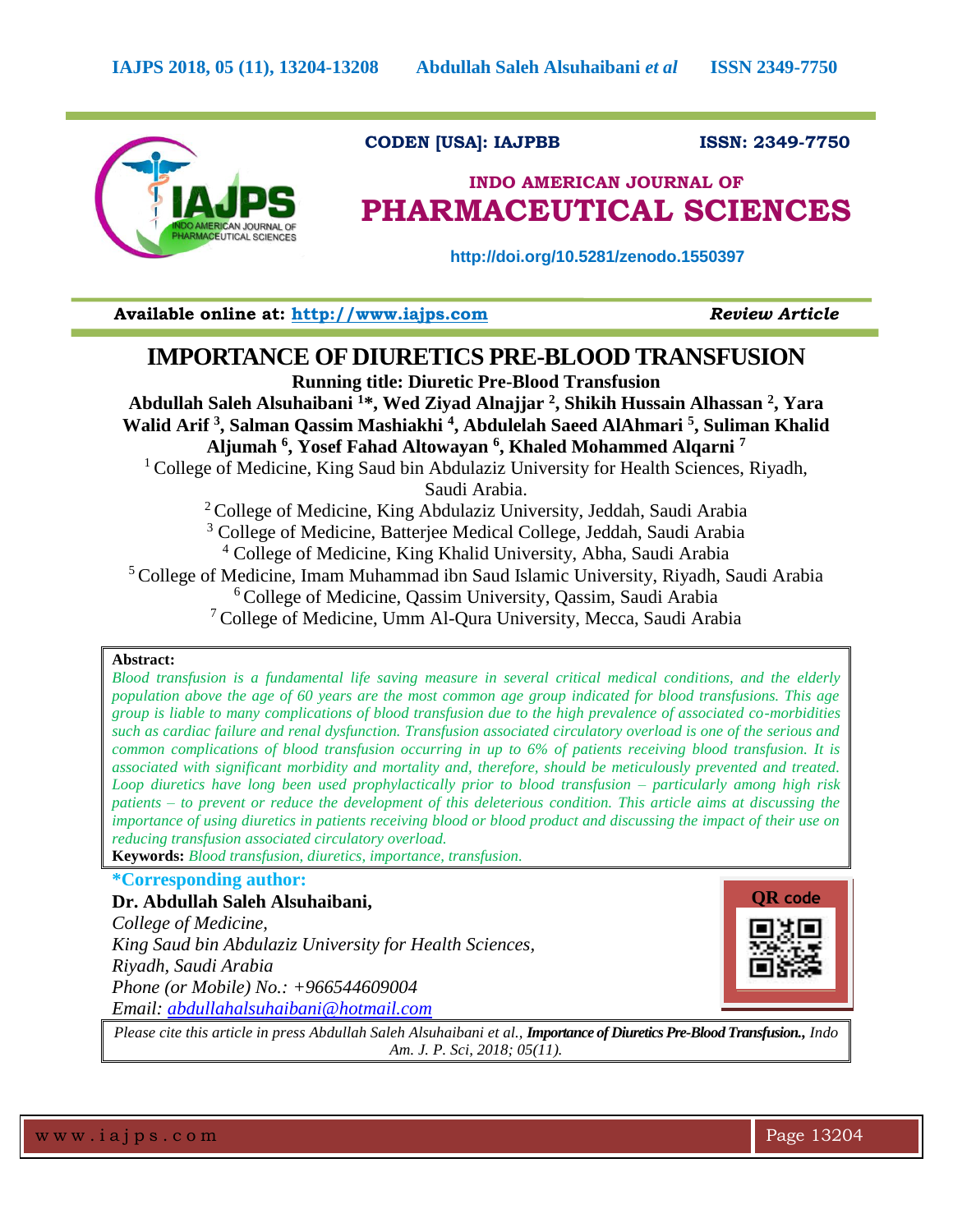CODEN [USA]: IAJPBB ISSN: 2349-7750

**INDO AMERICAN JOURNAL OF**
# PHARMACEUTICAL SCIENCES

http://doi.org/10.5281/zenodo.1550397

**Available online at: http://www.iajps.com** *Review Article*

# IMPORTANCE OF DIURETICS PRE-BLOOD TRANSFUSION

**Running title: Diuretic Pre-Blood Transfusion**

**Abdullah Saleh Alsuhaibani [1]*, Wed Ziyad Alnajjar [2], Shikih Hussain Alhassan [2], Yara Walid Arif [3], Salman Qassim Mashiakhi [4], Abdulelah Saeed AlAhmari [5], Suliman Khalid Aljumah [6], Yosef Fahad Altowayan [6], Khaled Mohammed Alqarni [7]**

[1] College of Medicine, King Saud bin Abdulaziz University for Health Sciences, Riyadh, Saudi Arabia.
[2] College of Medicine, King Abdulaziz University, Jeddah, Saudi Arabia
[3] College of Medicine, Batterjee Medical College, Jeddah, Saudi Arabia
[4] College of Medicine, King Khalid University, Abha, Saudi Arabia
[5] College of Medicine, Imam Muhammad ibn Saud Islamic University, Riyadh, Saudi Arabia
[6] College of Medicine, Qassim University, Qassim, Saudi Arabia
[7] College of Medicine, Umm Al-Qura University, Mecca, Saudi Arabia

**Abstract:**

*Blood transfusion is a fundamental life saving measure in several critical medical conditions, and the elderly population above the age of 60 years are the most common age group indicated for blood transfusions. This age group is liable to many complications of blood transfusion due to the high prevalence of associated co-morbidities such as cardiac failure and renal dysfunction. Transfusion associated circulatory overload is one of the serious and common complications of blood transfusion occurring in up to 6% of patients receiving blood transfusion. It is associated with significant morbidity and mortality and, therefore, should be meticulously prevented and treated. Loop diuretics have long been used prophylactically prior to blood transfusion – particularly among high risk patients – to prevent or reduce the development of this deleterious condition. This article aims at discussing the importance of using diuretics in patients receiving blood or blood product and discussing the impact of their use on reducing transfusion associated circulatory overload.*

**Keywords:** *Blood transfusion, diuretics, importance, transfusion.*

**\*Corresponding author:**

**Dr. Abdullah Saleh Alsuhaibani,**
*College of Medicine,*
*King Saud bin Abdulaziz University for Health Sciences,*
*Riyadh, Saudi Arabia*
*Phone (or Mobile) No.: +966544609004*
*Email: abdullahalsuhaibani@hotmail.com*

QR code

*Please cite this article in press Abdullah Saleh Alsuhaibani et al.,* ***Importance of Diuretics Pre-Blood Transfusion.,*** *Indo Am. J. P. Sci, 2018; 05(11).*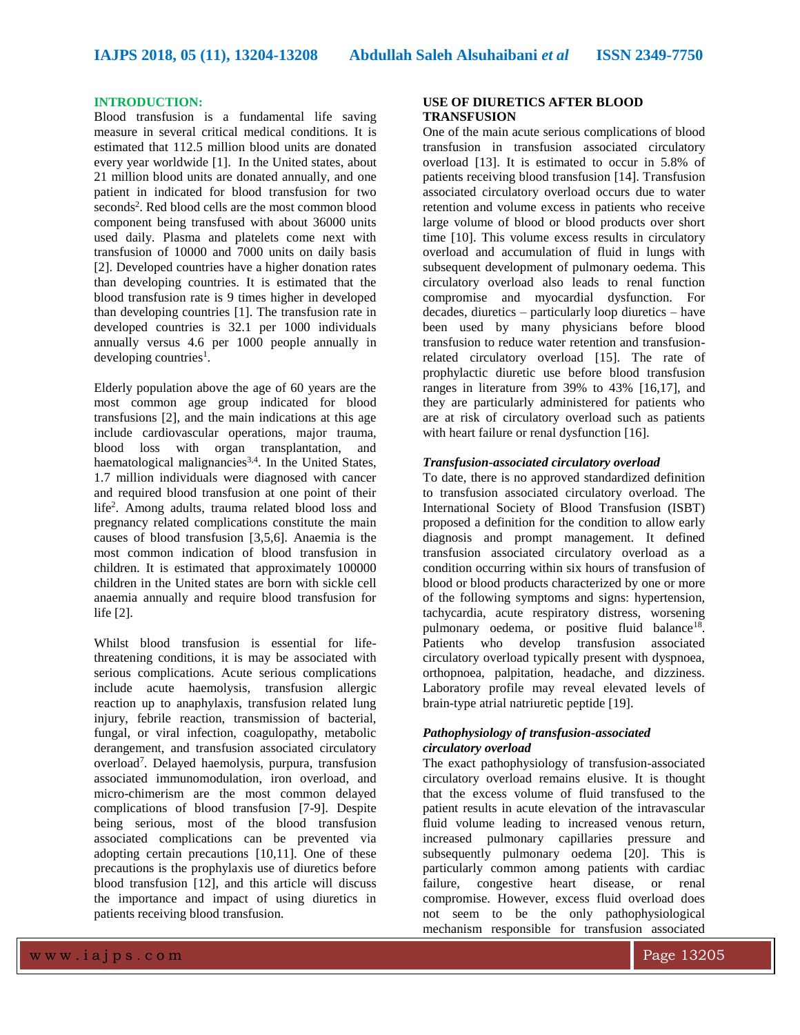## INTRODUCTION:

Blood transfusion is a fundamental life saving measure in several critical medical conditions. It is estimated that 112.5 million blood units are donated every year worldwide [1]. In the United states, about 21 million blood units are donated annually, and one patient in indicated for blood transfusion for two seconds[2]. Red blood cells are the most common blood component being transfused with about 36000 units used daily. Plasma and platelets come next with transfusion of 10000 and 7000 units on daily basis [2]. Developed countries have a higher donation rates than developing countries. It is estimated that the blood transfusion rate is 9 times higher in developed than developing countries [1]. The transfusion rate in developed countries is 32.1 per 1000 individuals annually versus 4.6 per 1000 people annually in developing countries[1].

Elderly population above the age of 60 years are the most common age group indicated for blood transfusions [2], and the main indications at this age include cardiovascular operations, major trauma, blood loss with organ transplantation, and haematological malignancies[3,4]. In the United States, 1.7 million individuals were diagnosed with cancer and required blood transfusion at one point of their life[2]. Among adults, trauma related blood loss and pregnancy related complications constitute the main causes of blood transfusion [3,5,6]. Anaemia is the most common indication of blood transfusion in children. It is estimated that approximately 100000 children in the United states are born with sickle cell anaemia annually and require blood transfusion for life [2].

Whilst blood transfusion is essential for life-threatening conditions, it is may be associated with serious complications. Acute serious complications include acute haemolysis, transfusion allergic reaction up to anaphylaxis, transfusion related lung injury, febrile reaction, transmission of bacterial, fungal, or viral infection, coagulopathy, metabolic derangement, and transfusion associated circulatory overload[7]. Delayed haemolysis, purpura, transfusion associated immunomodulation, iron overload, and micro-chimerism are the most common delayed complications of blood transfusion [7-9]. Despite being serious, most of the blood transfusion associated complications can be prevented via adopting certain precautions [10,11]. One of these precautions is the prophylaxis use of diuretics before blood transfusion [12], and this article will discuss the importance and impact of using diuretics in patients receiving blood transfusion.

## USE OF DIURETICS AFTER BLOOD TRANSFUSION

One of the main acute serious complications of blood transfusion in transfusion associated circulatory overload [13]. It is estimated to occur in 5.8% of patients receiving blood transfusion [14]. Transfusion associated circulatory overload occurs due to water retention and volume excess in patients who receive large volume of blood or blood products over short time [10]. This volume excess results in circulatory overload and accumulation of fluid in lungs with subsequent development of pulmonary oedema. This circulatory overload also leads to renal function compromise and myocardial dysfunction. For decades, diuretics – particularly loop diuretics – have been used by many physicians before blood transfusion to reduce water retention and transfusion-related circulatory overload [15]. The rate of prophylactic diuretic use before blood transfusion ranges in literature from 39% to 43% [16,17], and they are particularly administered for patients who are at risk of circulatory overload such as patients with heart failure or renal dysfunction [16].

### *Transfusion-associated circulatory overload*

To date, there is no approved standardized definition to transfusion associated circulatory overload. The International Society of Blood Transfusion (ISBT) proposed a definition for the condition to allow early diagnosis and prompt management. It defined transfusion associated circulatory overload as a condition occurring within six hours of transfusion of blood or blood products characterized by one or more of the following symptoms and signs: hypertension, tachycardia, acute respiratory distress, worsening pulmonary oedema, or positive fluid balance[18]. Patients who develop transfusion associated circulatory overload typically present with dyspnoea, orthopnoea, palpitation, headache, and dizziness. Laboratory profile may reveal elevated levels of brain-type atrial natriuretic peptide [19].

### *Pathophysiology of transfusion-associated circulatory overload*

The exact pathophysiology of transfusion-associated circulatory overload remains elusive. It is thought that the excess volume of fluid transfused to the patient results in acute elevation of the intravascular fluid volume leading to increased venous return, increased pulmonary capillaries pressure and subsequently pulmonary oedema [20]. This is particularly common among patients with cardiac failure, congestive heart disease, or renal compromise. However, excess fluid overload does not seem to be the only pathophysiological mechanism responsible for transfusion associated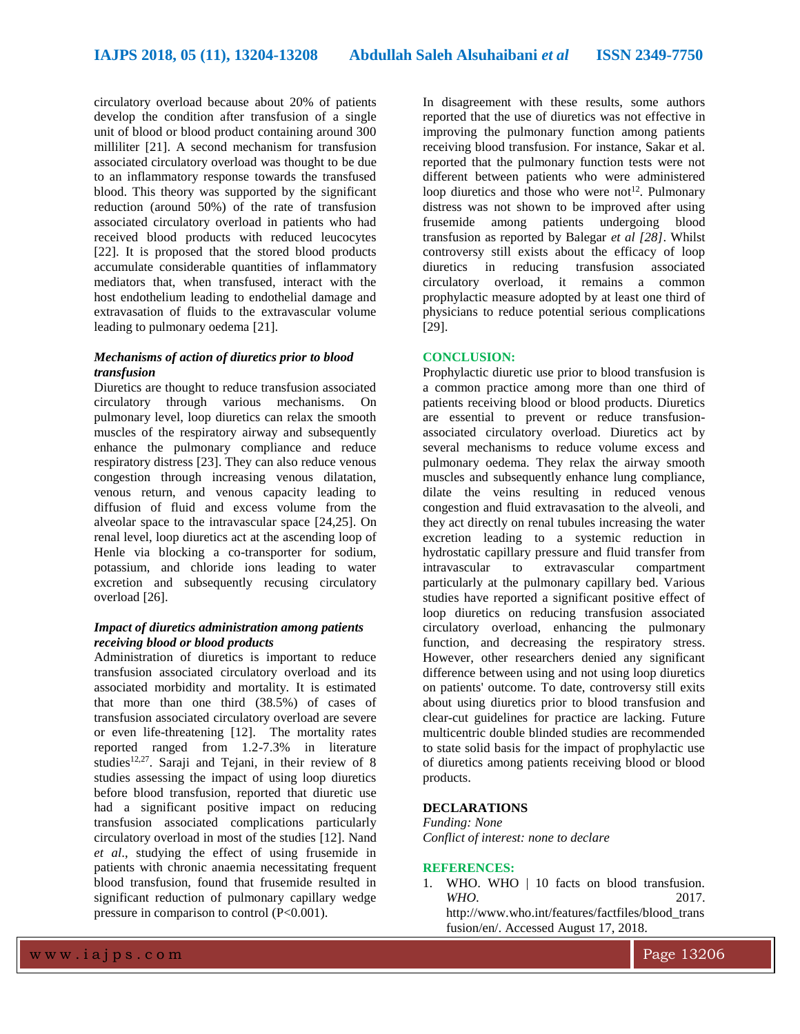circulatory overload because about 20% of patients develop the condition after transfusion of a single unit of blood or blood product containing around 300 milliliter [21]. A second mechanism for transfusion associated circulatory overload was thought to be due to an inflammatory response towards the transfused blood. This theory was supported by the significant reduction (around 50%) of the rate of transfusion associated circulatory overload in patients who had received blood products with reduced leucocytes [22]. It is proposed that the stored blood products accumulate considerable quantities of inflammatory mediators that, when transfused, interact with the host endothelium leading to endothelial damage and extravasation of fluids to the extravascular volume leading to pulmonary oedema [21].

### *Mechanisms of action of diuretics prior to blood transfusion*

Diuretics are thought to reduce transfusion associated circulatory through various mechanisms. On pulmonary level, loop diuretics can relax the smooth muscles of the respiratory airway and subsequently enhance the pulmonary compliance and reduce respiratory distress [23]. They can also reduce venous congestion through increasing venous dilatation, venous return, and venous capacity leading to diffusion of fluid and excess volume from the alveolar space to the intravascular space [24,25]. On renal level, loop diuretics act at the ascending loop of Henle via blocking a co-transporter for sodium, potassium, and chloride ions leading to water excretion and subsequently recusing circulatory overload [26].

### *Impact of diuretics administration among patients receiving blood or blood products*

Administration of diuretics is important to reduce transfusion associated circulatory overload and its associated morbidity and mortality. It is estimated that more than one third (38.5%) of cases of transfusion associated circulatory overload are severe or even life-threatening [12]. The mortality rates reported ranged from 1.2-7.3% in literature studies[12,27]. Saraji and Tejani, in their review of 8 studies assessing the impact of using loop diuretics before blood transfusion, reported that diuretic use had a significant positive impact on reducing transfusion associated complications particularly circulatory overload in most of the studies [12]. Nand *et al*., studying the effect of using frusemide in patients with chronic anaemia necessitating frequent blood transfusion, found that frusemide resulted in significant reduction of pulmonary capillary wedge pressure in comparison to control ($P<0.001$).

In disagreement with these results, some authors reported that the use of diuretics was not effective in improving the pulmonary function among patients receiving blood transfusion. For instance, Sakar et al. reported that the pulmonary function tests were not different between patients who were administered loop diuretics and those who were not[12]. Pulmonary distress was not shown to be improved after using frusemide among patients undergoing blood transfusion as reported by Balegar *et al [28]*. Whilst controversy still exists about the efficacy of loop diuretics in reducing transfusion associated circulatory overload, it remains a common prophylactic measure adopted by at least one third of physicians to reduce potential serious complications [29].

## CONCLUSION:

Prophylactic diuretic use prior to blood transfusion is a common practice among more than one third of patients receiving blood or blood products. Diuretics are essential to prevent or reduce transfusion-associated circulatory overload. Diuretics act by several mechanisms to reduce volume excess and pulmonary oedema. They relax the airway smooth muscles and subsequently enhance lung compliance, dilate the veins resulting in reduced venous congestion and fluid extravasation to the alveoli, and they act directly on renal tubules increasing the water excretion leading to a systemic reduction in hydrostatic capillary pressure and fluid transfer from intravascular to extravascular compartment particularly at the pulmonary capillary bed. Various studies have reported a significant positive effect of loop diuretics on reducing transfusion associated circulatory overload, enhancing the pulmonary function, and decreasing the respiratory stress. However, other researchers denied any significant difference between using and not using loop diuretics on patients' outcome. To date, controversy still exits about using diuretics prior to blood transfusion and clear-cut guidelines for practice are lacking. Future multicentric double blinded studies are recommended to state solid basis for the impact of prophylactic use of diuretics among patients receiving blood or blood products.

## DECLARATIONS

*Funding: None*
*Conflict of interest: none to declare*

## REFERENCES:

1. WHO. WHO | 10 facts on blood transfusion. *WHO*. 2017. http://www.who.int/features/factfiles/blood_transfusion/en/. Accessed August 17, 2018.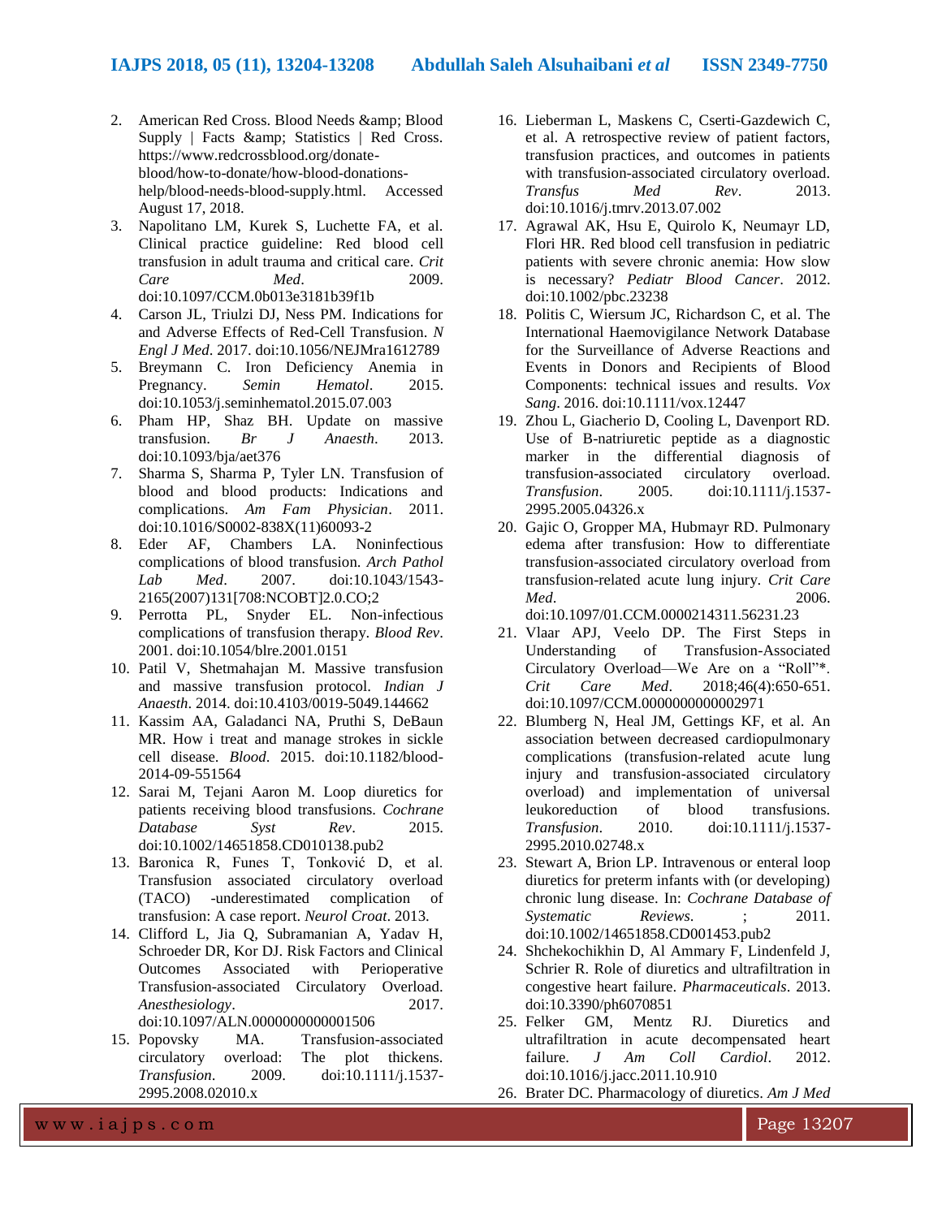2. American Red Cross. Blood Needs &amp; Blood Supply | Facts &amp; Statistics | Red Cross. https://www.redcrossblood.org/donate-blood/how-to-donate/how-blood-donations-help/blood-needs-blood-supply.html. Accessed August 17, 2018.
3. Napolitano LM, Kurek S, Luchette FA, et al. Clinical practice guideline: Red blood cell transfusion in adult trauma and critical care. *Crit Care Med*. 2009. doi:10.1097/CCM.0b013e3181b39f1b
4. Carson JL, Triulzi DJ, Ness PM. Indications for and Adverse Effects of Red-Cell Transfusion. *N Engl J Med*. 2017. doi:10.1056/NEJMra1612789
5. Breymann C. Iron Deficiency Anemia in Pregnancy. *Semin Hematol*. 2015. doi:10.1053/j.seminhematol.2015.07.003
6. Pham HP, Shaz BH. Update on massive transfusion. *Br J Anaesth*. 2013. doi:10.1093/bja/aet376
7. Sharma S, Sharma P, Tyler LN. Transfusion of blood and blood products: Indications and complications. *Am Fam Physician*. 2011. doi:10.1016/S0002-838X(11)60093-2
8. Eder AF, Chambers LA. Noninfectious complications of blood transfusion. *Arch Pathol Lab Med*. 2007. doi:10.1043/1543-2165(2007)131[708:NCOBT]2.0.CO;2
9. Perrotta PL, Snyder EL. Non-infectious complications of transfusion therapy. *Blood Rev*. 2001. doi:10.1054/blre.2001.0151
10. Patil V, Shetmahajan M. Massive transfusion and massive transfusion protocol. *Indian J Anaesth*. 2014. doi:10.4103/0019-5049.144662
11. Kassim AA, Galadanci NA, Pruthi S, DeBaun MR. How i treat and manage strokes in sickle cell disease. *Blood*. 2015. doi:10.1182/blood-2014-09-551564
12. Sarai M, Tejani Aaron M. Loop diuretics for patients receiving blood transfusions. *Cochrane Database Syst Rev*. 2015. doi:10.1002/14651858.CD010138.pub2
13. Baronica R, Funes T, Tonković D, et al. Transfusion associated circulatory overload (TACO) -underestimated complication of transfusion: A case report. *Neurol Croat*. 2013.
14. Clifford L, Jia Q, Subramanian A, Yadav H, Schroeder DR, Kor DJ. Risk Factors and Clinical Outcomes Associated with Perioperative Transfusion-associated Circulatory Overload. *Anesthesiology*. 2017. doi:10.1097/ALN.0000000000001506
15. Popovsky MA. Transfusion-associated circulatory overload: The plot thickens. *Transfusion*. 2009. doi:10.1111/j.1537-2995.2008.02010.x
16. Lieberman L, Maskens C, Cserti-Gazdewich C, et al. A retrospective review of patient factors, transfusion practices, and outcomes in patients with transfusion-associated circulatory overload. *Transfus Med Rev*. 2013. doi:10.1016/j.tmrv.2013.07.002
17. Agrawal AK, Hsu E, Quirolo K, Neumayr LD, Flori HR. Red blood cell transfusion in pediatric patients with severe chronic anemia: How slow is necessary? *Pediatr Blood Cancer*. 2012. doi:10.1002/pbc.23238
18. Politis C, Wiersum JC, Richardson C, et al. The International Haemovigilance Network Database for the Surveillance of Adverse Reactions and Events in Donors and Recipients of Blood Components: technical issues and results. *Vox Sang*. 2016. doi:10.1111/vox.12447
19. Zhou L, Giacherio D, Cooling L, Davenport RD. Use of B-natriuretic peptide as a diagnostic marker in the differential diagnosis of transfusion-associated circulatory overload. *Transfusion*. 2005. doi:10.1111/j.1537-2995.2005.04326.x
20. Gajic O, Gropper MA, Hubmayr RD. Pulmonary edema after transfusion: How to differentiate transfusion-associated circulatory overload from transfusion-related acute lung injury. *Crit Care Med*. 2006. doi:10.1097/01.CCM.0000214311.56231.23
21. Vlaar APJ, Veelo DP. The First Steps in Understanding of Transfusion-Associated Circulatory Overload—We Are on a "Roll"*. *Crit Care Med*. 2018;46(4):650-651. doi:10.1097/CCM.0000000000002971
22. Blumberg N, Heal JM, Gettings KF, et al. An association between decreased cardiopulmonary complications (transfusion-related acute lung injury and transfusion-associated circulatory overload) and implementation of universal leukoreduction of blood transfusions. *Transfusion*. 2010. doi:10.1111/j.1537-2995.2010.02748.x
23. Stewart A, Brion LP. Intravenous or enteral loop diuretics for preterm infants with (or developing) chronic lung disease. In: *Cochrane Database of Systematic Reviews*. ; 2011. doi:10.1002/14651858.CD001453.pub2
24. Shchekochikhin D, Al Ammary F, Lindenfeld J, Schrier R. Role of diuretics and ultrafiltration in congestive heart failure. *Pharmaceuticals*. 2013. doi:10.3390/ph6070851
25. Felker GM, Mentz RJ. Diuretics and ultrafiltration in acute decompensated heart failure. *J Am Coll Cardiol*. 2012. doi:10.1016/j.jacc.2011.10.910
26. Brater DC. Pharmacology of diuretics. *Am J Med*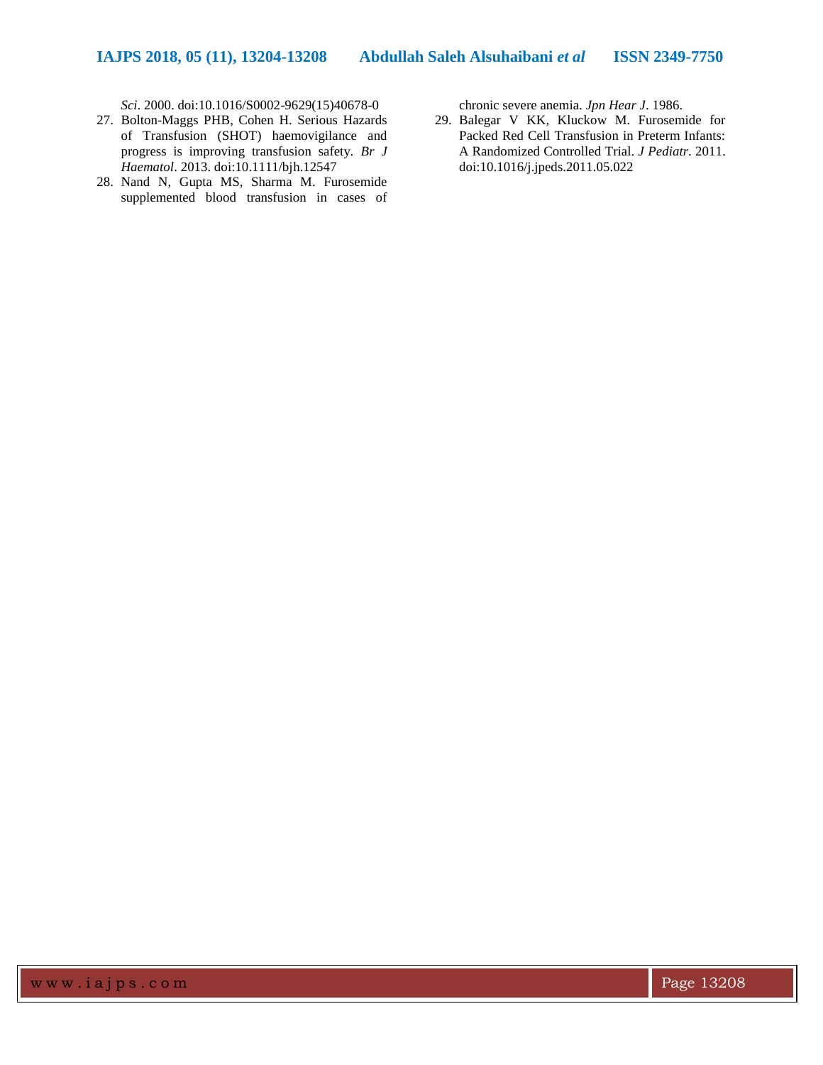*Sci*. 2000. doi:10.1016/S0002-9629(15)40678-0

27. Bolton-Maggs PHB, Cohen H. Serious Hazards of Transfusion (SHOT) haemovigilance and progress is improving transfusion safety. *Br J Haematol*. 2013. doi:10.1111/bjh.12547
28. Nand N, Gupta MS, Sharma M. Furosemide supplemented blood transfusion in cases of chronic severe anemia. *Jpn Hear J*. 1986.
29. Balegar V KK, Kluckow M. Furosemide for Packed Red Cell Transfusion in Preterm Infants: A Randomized Controlled Trial. *J Pediatr*. 2011. doi:10.1016/j.jpeds.2011.05.022